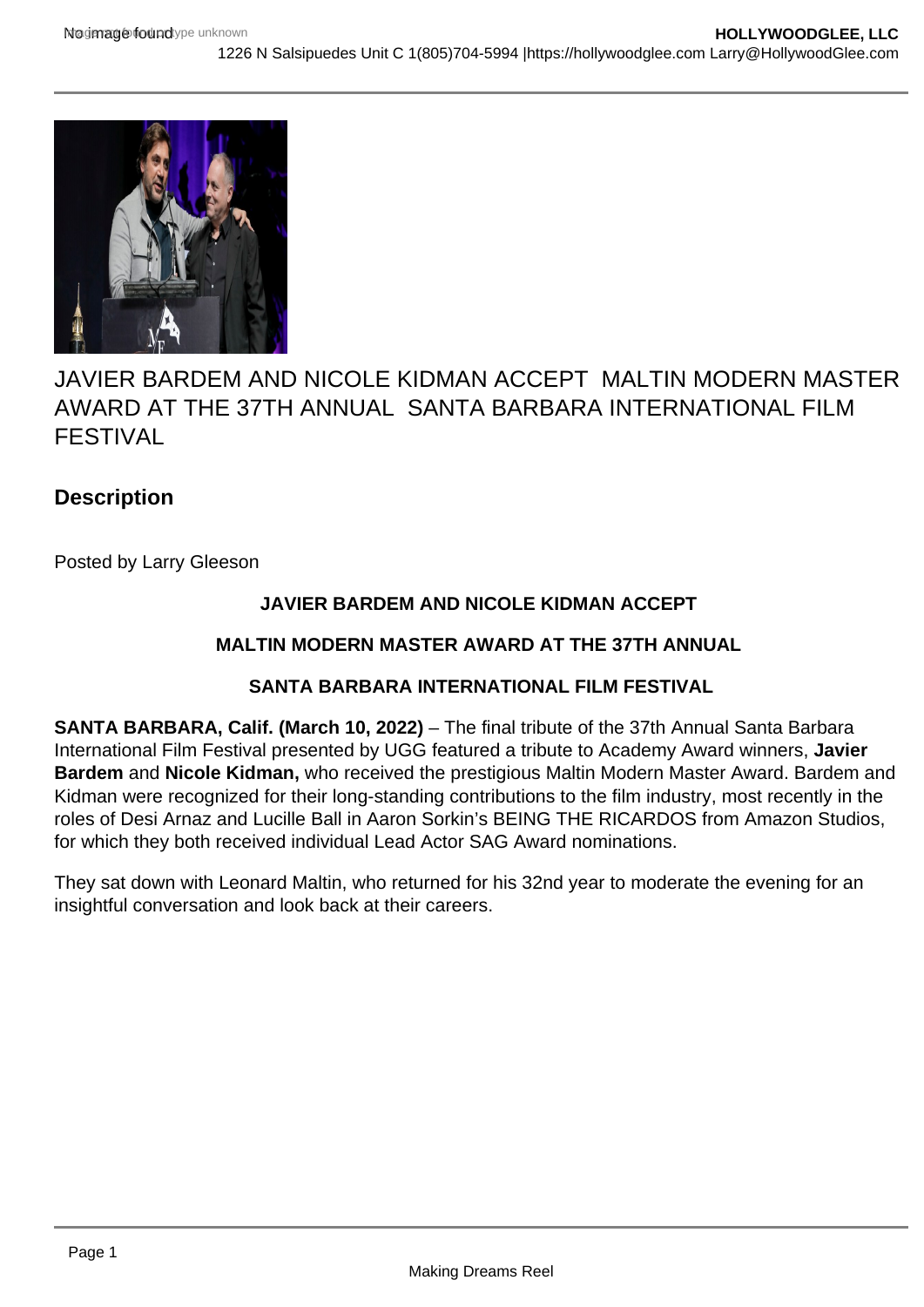# JAVIER BARDEM AND NICOLE KIDMAN ACCEPT MALTIN MODERN MASTER AWARD AT THE 37TH ANNUAL SANTA BARBARA INTERNATIONAL FILM FESTIVAL

## Description

Posted by Larry Gleeson

**JAVIER BARDEM AND NICOLE KIDMAN ACCEPT**

**MALTIN MODERN MASTER AWARD AT THE 37TH ANNUAL**

**SANTA BARBARA INTERNATIONAL FILM FESTIVAL**

**SANTA BARBARA, Calif. (March 10, 2022)** – The final tribute of the 37th Annual Santa Barbara International Film Festival presented by UGG featured a tribute to Academy Award winners, **Javier Bardem** and **Nicole Kidman,** who received the prestigious Maltin Modern Master Award. Bardem and Kidman were recognized for their long-standing contributions to the film industry, most recently in the roles of Desi Arnaz and Lucille Ball in Aaron Sorkin's BEING THE RICARDOS from Amazon Studios, for which they both received individual Lead Actor SAG Award nominations.

They sat down with Leonard Maltin, who returned for his 32nd year to moderate the evening for an insightful conversation and look back at their careers.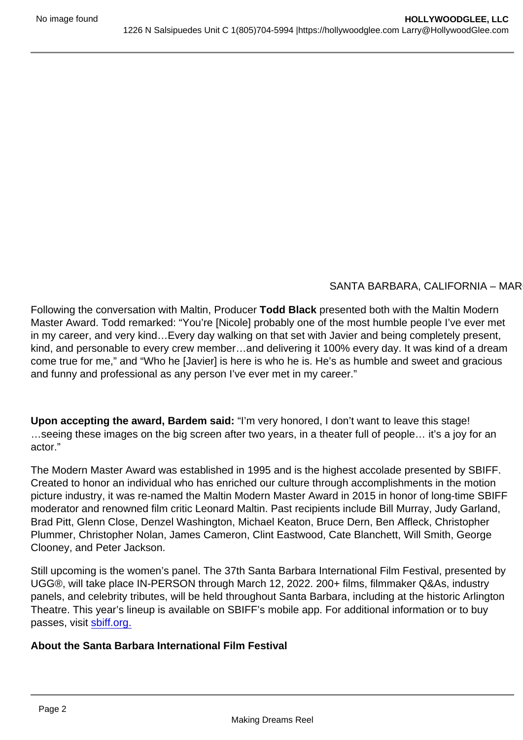SANTA BARBARA, CALIFORNIA – MAR

Following the conversation with Maltin, Producer **Todd Black** presented both with the Maltin Modern Master Award. Todd remarked: “You’re [Nicole] probably one of the most humble people I’ve ever met in my career, and very kind…Every day walking on that set with Javier and being completely present, kind, and personable to every crew member…and delivering it 100% every day. It was kind of a dream come true for me,” and “Who he [Javier] is here is who he is. He’s as humble and sweet and gracious and funny and professional as any person I’ve ever met in my career.”

**Upon accepting the award, Bardem said:** “I’m very honored, I don’t want to leave this stage! …seeing these images on the big screen after two years, in a theater full of people… it’s a joy for an actor.”

The Modern Master Award was established in 1995 and is the highest accolade presented by SBIFF. Created to honor an individual who has enriched our culture through accomplishments in the motion picture industry, it was re-named the Maltin Modern Master Award in 2015 in honor of long-time SBIFF moderator and renowned film critic Leonard Maltin. Past recipients include Bill Murray, Judy Garland, Brad Pitt, Glenn Close, Denzel Washington, Michael Keaton, Bruce Dern, Ben Affleck, Christopher Plummer, Christopher Nolan, James Cameron, Clint Eastwood, Cate Blanchett, Will Smith, George Clooney, and Peter Jackson.

Still upcoming is the women’s panel. The 37th Santa Barbara International Film Festival, presented by UGG®, will take place IN-PERSON through March 12, 2022. 200+ films, filmmaker Q&As, industry panels, and celebrity tributes, will be held throughout Santa Barbara, including at the historic Arlington Theatre. This year’s lineup is available on SBIFF’s mobile app. For additional information or to buy passes, visit [sbiff.org.](https://sbiff.org)

**About the Santa Barbara International Film Festival**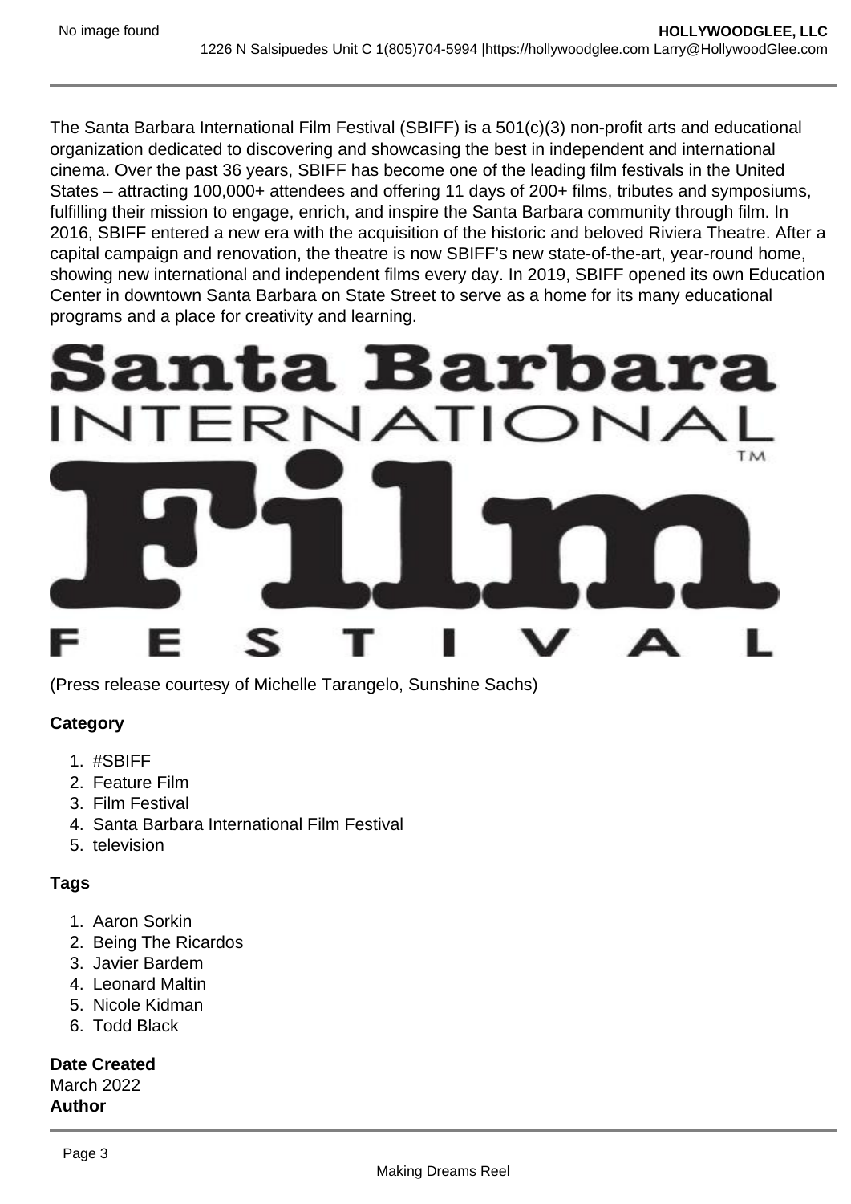The Santa Barbara International Film Festival (SBIFF) is a 501(c)(3) non-profit arts and educational organization dedicated to discovering and showcasing the best in independent and international cinema. Over the past 36 years, SBIFF has become one of the leading film festivals in the United States – attracting 100,000+ attendees and offering 11 days of 200+ films, tributes and symposiums, fulfilling their mission to engage, enrich, and inspire the Santa Barbara community through film. In 2016, SBIFF entered a new era with the acquisition of the historic and beloved Riviera Theatre. After a capital campaign and renovation, the theatre is now SBIFF's new state-of-the-art, year-round home, showing new international and independent films every day. In 2019, SBIFF opened its own Education Center in downtown Santa Barbara on State Street to serve as a home for its many educational programs and a place for creativity and learning.

Santa Barbara INTERNATIONAL Film FESTIVAL

(Press release courtesy of Michelle Tarangelo, Sunshine Sachs)

**Category**

1. #SBIFF
2. Feature Film
3. Film Festival
4. Santa Barbara International Film Festival
5. television

**Tags**

1. Aaron Sorkin
2. Being The Ricardos
3. Javier Bardem
4. Leonard Maltin
5. Nicole Kidman
6. Todd Black

**Date Created**
March 2022
**Author**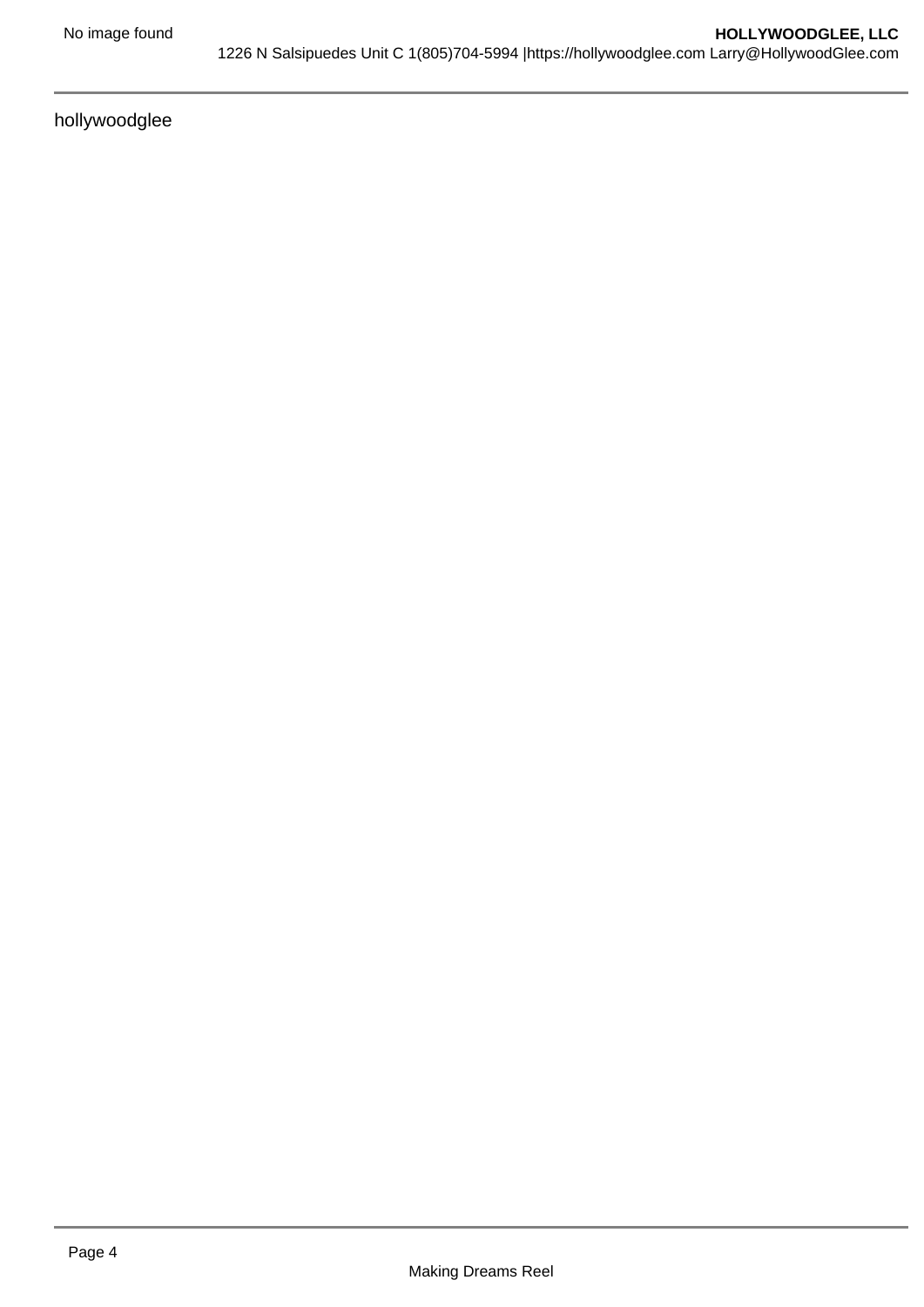hollywoodglee